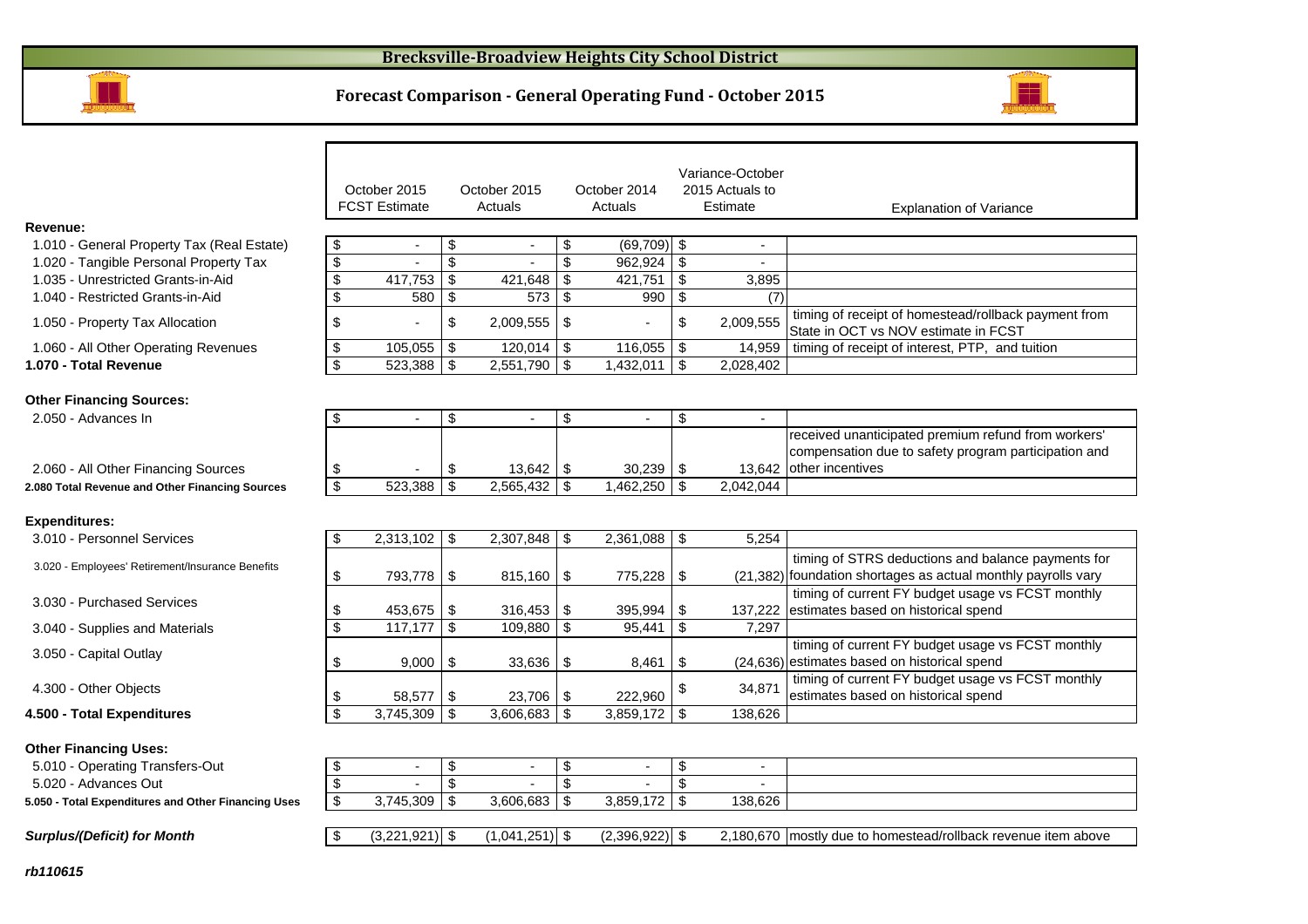# Brecksville-Broadview Heights City School District

## Forecast Comparison - General Operating Fund - October 2015

| | October 2015 FCST Estimate | October 2015 Actuals | October 2014 Actuals | Variance-October 2015 Actuals to Estimate | Explanation of Variance |
|---|---|---|---|---|---|
| **Revenue:** | | | | | |
| 1.010 - General Property Tax (Real Estate) | $ - | $ - | $ (69,709) | $ - | |
| 1.020 - Tangible Personal Property Tax | $ - | $ - | $ 962,924 | $ - | |
| 1.035 - Unrestricted Grants-in-Aid | $ 417,753 | $ 421,648 | $ 421,751 | $ 3,895 | |
| 1.040 - Restricted Grants-in-Aid | $ 580 | $ 573 | $ 990 | $ (7) | |
| 1.050 - Property Tax Allocation | $ - | $ 2,009,555 | $ - | $ 2,009,555 | timing of receipt of homestead/rollback payment from State in OCT vs NOV estimate in FCST |
| 1.060 - All Other Operating Revenues | $ 105,055 | $ 120,014 | $ 116,055 | $ 14,959 | timing of receipt of interest, PTP, and tuition |
| **1.070 - Total Revenue** | $ 523,388 | $ 2,551,790 | $ 1,432,011 | $ 2,028,402 | |
| **Other Financing Sources:** | | | | | |
| 2.050 - Advances In | $ - | $ - | $ - | $ - | |
| 2.060 - All Other Financing Sources | $ - | $ 13,642 | $ 30,239 | $ 13,642 | received unanticipated premium refund from workers' compensation due to safety program participation and other incentives |
| **2.080 Total Revenue and Other Financing Sources** | $ 523,388 | $ 2,565,432 | $ 1,462,250 | $ 2,042,044 | |
| **Expenditures:** | | | | | |
| 3.010 - Personnel Services | $ 2,313,102 | $ 2,307,848 | $ 2,361,088 | $ 5,254 | |
| 3.020 - Employees' Retirement/Insurance Benefits | $ 793,778 | $ 815,160 | $ 775,228 | $ (21,382) | timing of STRS deductions and balance payments for foundation shortages as actual monthly payrolls vary |
| 3.030 - Purchased Services | $ 453,675 | $ 316,453 | $ 395,994 | $ 137,222 | timing of current FY budget usage vs FCST monthly estimates based on historical spend |
| 3.040 - Supplies and Materials | $ 117,177 | $ 109,880 | $ 95,441 | $ 7,297 | |
| 3.050 - Capital Outlay | $ 9,000 | $ 33,636 | $ 8,461 | $ (24,636) | timing of current FY budget usage vs FCST monthly estimates based on historical spend |
| 4.300 - Other Objects | $ 58,577 | $ 23,706 | $ 222,960 | $ 34,871 | timing of current FY budget usage vs FCST monthly estimates based on historical spend |
| **4.500 - Total Expenditures** | $ 3,745,309 | $ 3,606,683 | $ 3,859,172 | $ 138,626 | |
| **Other Financing Uses:** | | | | | |
| 5.010 - Operating Transfers-Out | $ - | $ - | $ - | $ - | |
| 5.020 - Advances Out | $ - | $ - | $ - | $ - | |
| **5.050 - Total Expenditures and Other Financing Uses** | $ 3,745,309 | $ 3,606,683 | $ 3,859,172 | $ 138,626 | |
| ***Surplus/(Deficit) for Month*** | $ (3,221,921) | $ (1,041,251) | $ (2,396,922) | $ 2,180,670 | mostly due to homestead/rollback revenue item above |

***rb110615***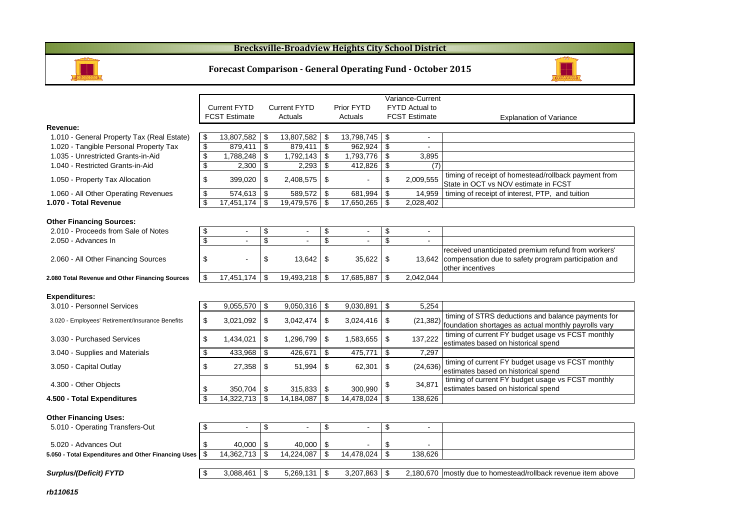# Brecksville-Broadview Heights City School District

## Forecast Comparison - General Operating Fund - October 2015

| | Current FYTD FCST Estimate | Current FYTD Actuals | Prior FYTD Actuals | Variance-Current FYTD Actual to FCST Estimate | Explanation of Variance |
|---|---|---|---|---|---|
| **Revenue:** | | | | | |
| 1.010 - General Property Tax (Real Estate) | $ 13,807,582 | $ 13,807,582 | $ 13,798,745 | $ - | |
| 1.020 - Tangible Personal Property Tax | $ 879,411 | $ 879,411 | $ 962,924 | $ - | |
| 1.035 - Unrestricted Grants-in-Aid | $ 1,788,248 | $ 1,792,143 | $ 1,793,776 | $ 3,895 | |
| 1.040 - Restricted Grants-in-Aid | $ 2,300 | $ 2,293 | $ 412,826 | $ (7) | |
| 1.050 - Property Tax Allocation | $ 399,020 | $ 2,408,575 | $ - | $ 2,009,555 | timing of receipt of homestead/rollback payment from State in OCT vs NOV estimate in FCST |
| 1.060 - All Other Operating Revenues | $ 574,613 | $ 589,572 | $ 681,994 | $ 14,959 | timing of receipt of interest, PTP, and tuition |
| **1.070 - Total Revenue** | $ 17,451,174 | $ 19,479,576 | $ 17,650,265 | $ 2,028,402 | |
| **Other Financing Sources:** | | | | | |
| 2.010 - Proceeds from Sale of Notes | $ - | $ - | $ - | $ - | |
| 2.050 - Advances In | $ - | $ - | $ - | $ - | |
| 2.060 - All Other Financing Sources | $ - | $ 13,642 | $ 35,622 | $ 13,642 | received unanticipated premium refund from workers' compensation due to safety program participation and other incentives |
| **2.080 Total Revenue and Other Financing Sources** | $ 17,451,174 | $ 19,493,218 | $ 17,685,887 | $ 2,042,044 | |
| **Expenditures:** | | | | | |
| 3.010 - Personnel Services | $ 9,055,570 | $ 9,050,316 | $ 9,030,891 | $ 5,254 | |
| 3.020 - Employees' Retirement/Insurance Benefits | $ 3,021,092 | $ 3,042,474 | $ 3,024,416 | $ (21,382) | timing of STRS deductions and balance payments for foundation shortages as actual monthly payrolls vary |
| 3.030 - Purchased Services | $ 1,434,021 | $ 1,296,799 | $ 1,583,655 | $ 137,222 | timing of current FY budget usage vs FCST monthly estimates based on historical spend |
| 3.040 - Supplies and Materials | $ 433,968 | $ 426,671 | $ 475,771 | $ 7,297 | |
| 3.050 - Capital Outlay | $ 27,358 | $ 51,994 | $ 62,301 | $ (24,636) | timing of current FY budget usage vs FCST monthly estimates based on historical spend |
| 4.300 - Other Objects | $ 350,704 | $ 315,833 | $ 300,990 | $ 34,871 | timing of current FY budget usage vs FCST monthly estimates based on historical spend |
| **4.500 - Total Expenditures** | $ 14,322,713 | $ 14,184,087 | $ 14,478,024 | $ 138,626 | |
| **Other Financing Uses:** | | | | | |
| 5.010 - Operating Transfers-Out | $ - | $ - | $ - | $ - | |
| 5.020 - Advances Out | $ 40,000 | $ 40,000 | $ - | $ - | |
| **5.050 - Total Expenditures and Other Financing Uses** | $ 14,362,713 | $ 14,224,087 | $ 14,478,024 | $ 138,626 | |
| ***Surplus/(Deficit) FYTD*** | $ 3,088,461 | $ 5,269,131 | $ 3,207,863 | $ 2,180,670 | mostly due to homestead/rollback revenue item above |

*rb110615*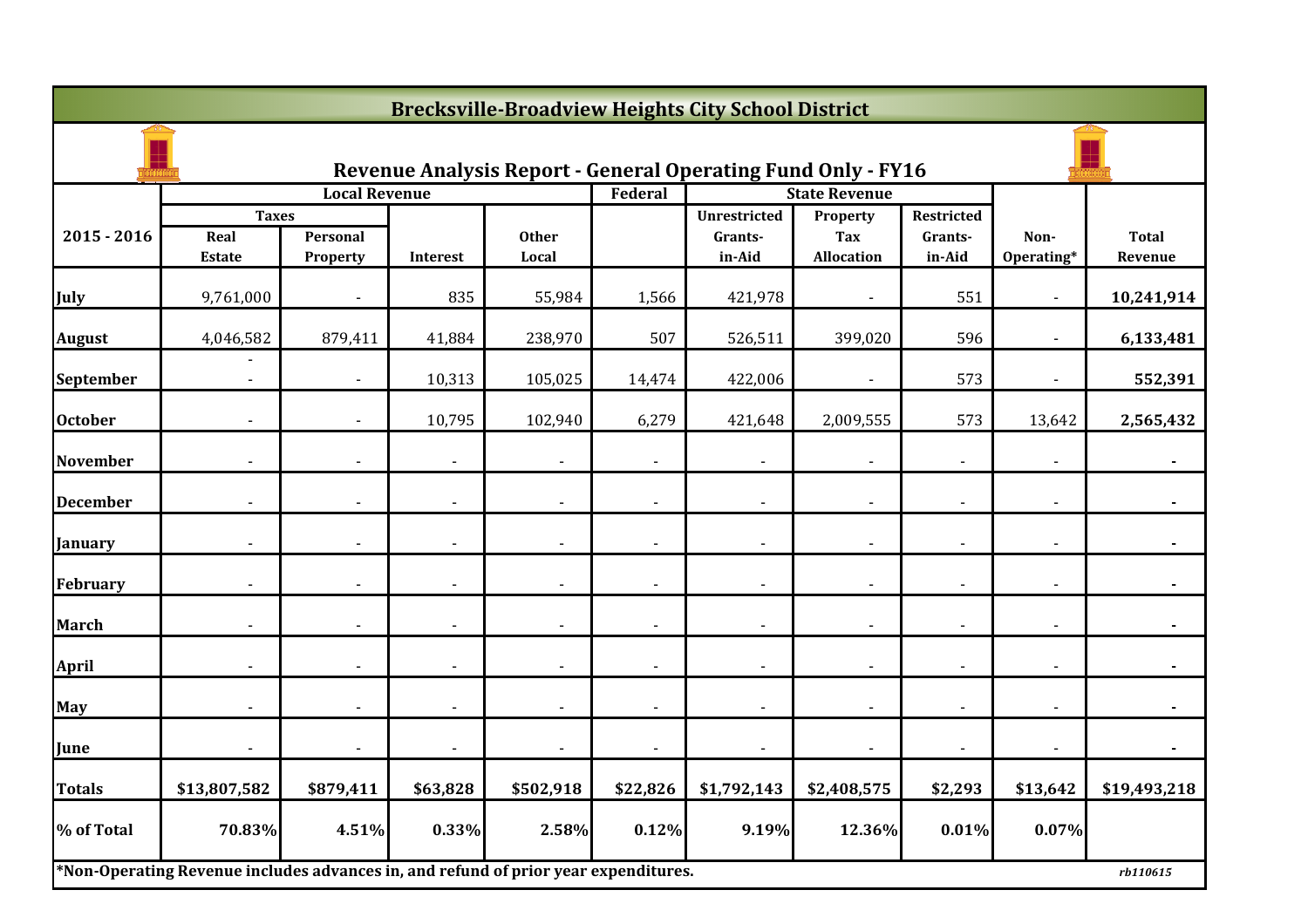# Brecksville-Broadview Heights City School District

## Revenue Analysis Report - General Operating Fund Only - FY16

| 2015 - 2016 | Local Revenue | | | | Federal | State Revenue | | | | |
|---|---|---|---|---|---|---|---|---|---|---|
| | Taxes | | | | | | | | | |
| | Real Estate | Personal Property | Interest | Other Local | | Unrestricted Grants-in-Aid | Property Tax Allocation | Restricted Grants-in-Aid | Non-Operating* | Total Revenue |
| July | 9,761,000 | - | 835 | 55,984 | 1,566 | 421,978 | - | 551 | - | **10,241,914** |
| August | 4,046,582 | 879,411 | 41,884 | 238,970 | 507 | 526,511 | 399,020 | 596 | - | **6,133,481** |
| September | - - | - | 10,313 | 105,025 | 14,474 | 422,006 | - | 573 | - | **552,391** |
| October | - | - | 10,795 | 102,940 | 6,279 | 421,648 | 2,009,555 | 573 | 13,642 | **2,565,432** |
| November | - | - | - | - | - | - | - | - | - | **-** |
| December | - | - | - | - | - | - | - | - | - | **-** |
| January | - | - | - | - | - | - | - | - | - | **-** |
| February | - | - | - | - | - | - | - | - | - | **-** |
| March | - | - | - | - | - | - | - | - | - | **-** |
| April | - | - | - | - | - | - | - | - | - | **-** |
| May | - | - | - | - | - | - | - | - | - | **-** |
| June | - | - | - | - | - | - | - | - | - | **-** |
| **Totals** | **$13,807,582** | **$879,411** | **$63,828** | **$502,918** | **$22,826** | **$1,792,143** | **$2,408,575** | **$2,293** | **$13,642** | **$19,493,218** |
| **% of Total** | **70.83%** | **4.51%** | **0.33%** | **2.58%** | **0.12%** | **9.19%** | **12.36%** | **0.01%** | **0.07%** | |

**\*Non-Operating Revenue includes advances in, and refund of prior year expenditures.**

*rb110615*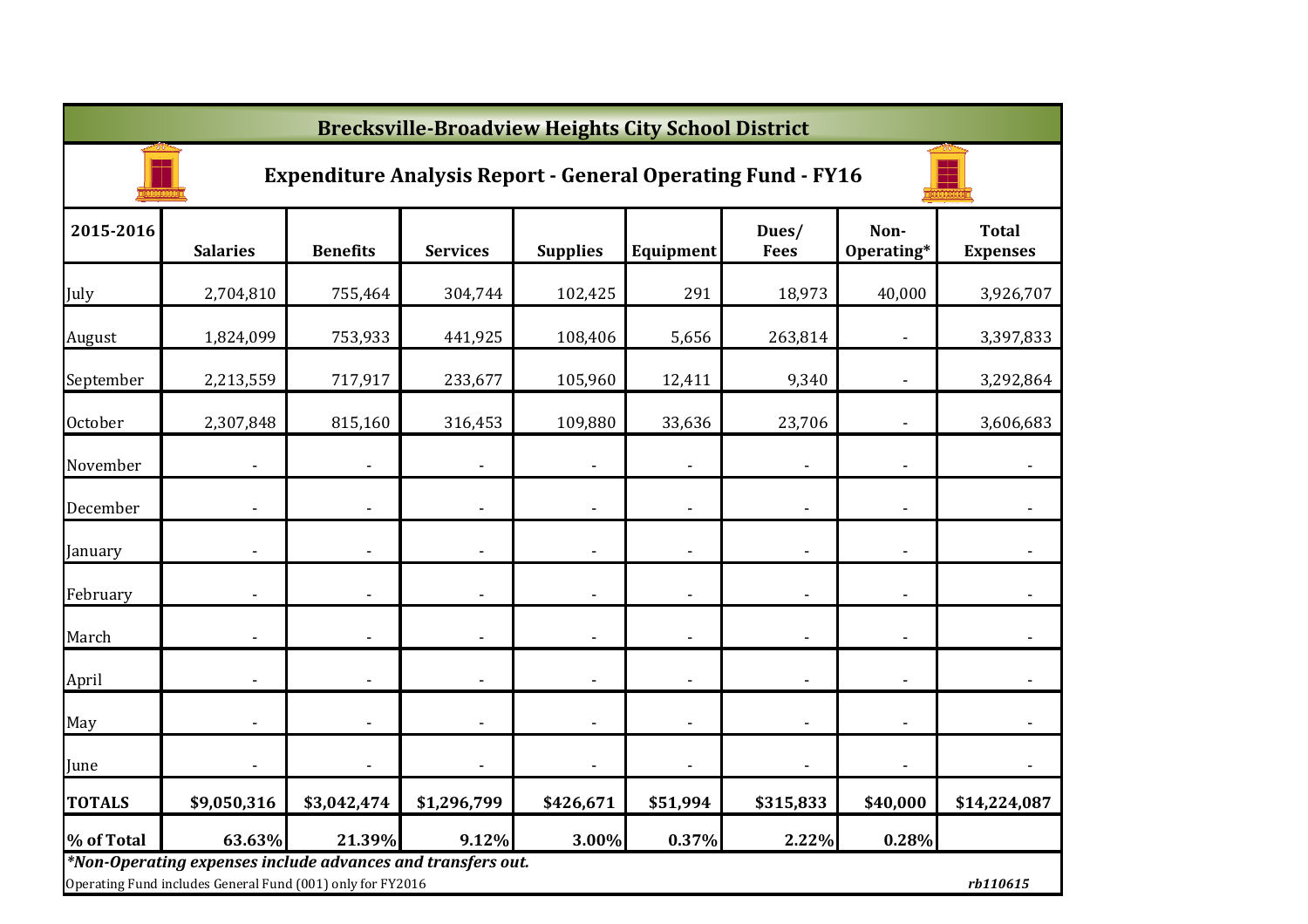# Brecksville-Broadview Heights City School District

## Expenditure Analysis Report - General Operating Fund - FY16

| 2015-2016 | Salaries | Benefits | Services | Supplies | Equipment | Dues/ Fees | Non-Operating* | Total Expenses |
|---|---|---|---|---|---|---|---|---|
| July | 2,704,810 | 755,464 | 304,744 | 102,425 | 291 | 18,973 | 40,000 | 3,926,707 |
| August | 1,824,099 | 753,933 | 441,925 | 108,406 | 5,656 | 263,814 | - | 3,397,833 |
| September | 2,213,559 | 717,917 | 233,677 | 105,960 | 12,411 | 9,340 | - | 3,292,864 |
| October | 2,307,848 | 815,160 | 316,453 | 109,880 | 33,636 | 23,706 | - | 3,606,683 |
| November | - | - | - | - | - | - | - | - |
| December | - | - | - | - | - | - | - | - |
| January | - | - | - | - | - | - | - | - |
| February | - | - | - | - | - | - | - | - |
| March | - | - | - | - | - | - | - | - |
| April | - | - | - | - | - | - | - | - |
| May | - | - | - | - | - | - | - | - |
| June | - | - | - | - | - | - | - | - |
| **TOTALS** | **$9,050,316** | **$3,042,474** | **$1,296,799** | **$426,671** | **$51,994** | **$315,833** | **$40,000** | **$14,224,087** |
| **% of Total** | **63.63%** | **21.39%** | **9.12%** | **3.00%** | **0.37%** | **2.22%** | **0.28%** | |

***Non-Operating expenses include advances and transfers out.**

Operating Fund includes General Fund (001) only for FY2016

*rb110615*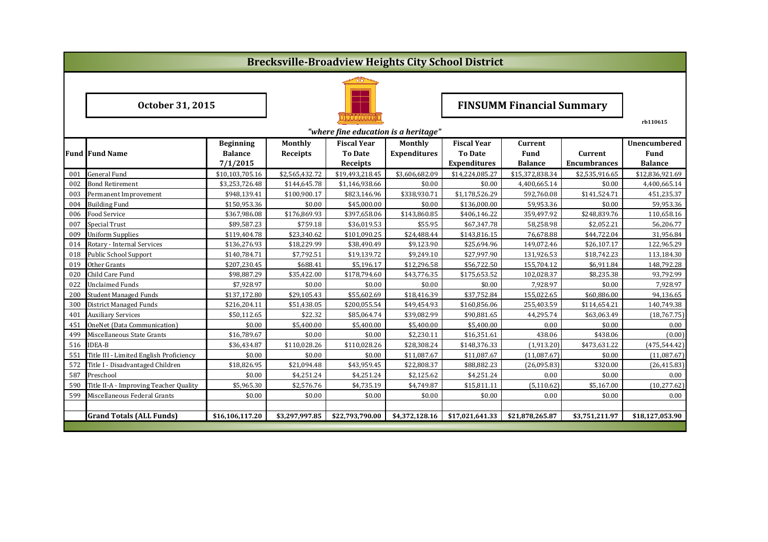# Brecksville-Broadview Heights City School District

**October 31, 2015**

## FINSUMM Financial Summary

rb110615

*"where fine education is a heritage"*

| Fund | Fund Name | Beginning Balance 7/1/2015 | Monthly Receipts | Fiscal Year To Date Receipts | Monthly Expenditures | Fiscal Year To Date Expenditures | Current Fund Balance | Current Encumbrances | Unencumbered Fund Balance |
|---|---|---|---|---|---|---|---|---|---|
| 001 | General Fund | $10,103,705.16 | $2,565,432.72 | $19,493,218.45 | $3,606,682.09 | $14,224,085.27 | $15,372,838.34 | $2,535,916.65 | $12,836,921.69 |
| 002 | Bond Retirement | $3,253,726.48 | $144,645.78 | $1,146,938.66 | $0.00 | $0.00 | 4,400,665.14 | $0.00 | 4,400,665.14 |
| 003 | Permanent Improvement | $948,139.41 | $100,900.17 | $823,146.96 | $338,930.71 | $1,178,526.29 | 592,760.08 | $141,524.71 | 451,235.37 |
| 004 | Building Fund | $150,953.36 | $0.00 | $45,000.00 | $0.00 | $136,000.00 | 59,953.36 | $0.00 | 59,953.36 |
| 006 | Food Service | $367,986.08 | $176,869.93 | $397,658.06 | $143,860.85 | $406,146.22 | 359,497.92 | $248,839.76 | 110,658.16 |
| 007 | Special Trust | $89,587.23 | $759.18 | $36,019.53 | $55.95 | $67,347.78 | 58,258.98 | $2,052.21 | 56,206.77 |
| 009 | Uniform Supplies | $119,404.78 | $23,340.62 | $101,090.25 | $24,488.44 | $143,816.15 | 76,678.88 | $44,722.04 | 31,956.84 |
| 014 | Rotary - Internal Services | $136,276.93 | $18,229.99 | $38,490.49 | $9,123.90 | $25,694.96 | 149,072.46 | $26,107.17 | 122,965.29 |
| 018 | Public School Support | $140,784.71 | $7,792.51 | $19,139.72 | $9,249.10 | $27,997.90 | 131,926.53 | $18,742.23 | 113,184.30 |
| 019 | Other Grants | $207,230.45 | $688.41 | $5,196.17 | $12,296.58 | $56,722.50 | 155,704.12 | $6,911.84 | 148,792.28 |
| 020 | Child Care Fund | $98,887.29 | $35,422.00 | $178,794.60 | $43,776.35 | $175,653.52 | 102,028.37 | $8,235.38 | 93,792.99 |
| 022 | Unclaimed Funds | $7,928.97 | $0.00 | $0.00 | $0.00 | $0.00 | 7,928.97 | $0.00 | 7,928.97 |
| 200 | Student Managed Funds | $137,172.80 | $29,105.43 | $55,602.69 | $18,416.39 | $37,752.84 | 155,022.65 | $60,886.00 | 94,136.65 |
| 300 | District Managed Funds | $216,204.11 | $51,438.05 | $200,055.54 | $49,454.93 | $160,856.06 | 255,403.59 | $114,654.21 | 140,749.38 |
| 401 | Auxiliary Services | $50,112.65 | $22.32 | $85,064.74 | $39,082.99 | $90,881.65 | 44,295.74 | $63,063.49 | (18,767.75) |
| 451 | OneNet (Data Communication) | $0.00 | $5,400.00 | $5,400.00 | $5,400.00 | $5,400.00 | 0.00 | $0.00 | 0.00 |
| 499 | Miscellaneous State Grants | $16,789.67 | $0.00 | $0.00 | $2,230.11 | $16,351.61 | 438.06 | $438.06 | (0.00) |
| 516 | IDEA-B | $36,434.87 | $110,028.26 | $110,028.26 | $28,308.24 | $148,376.33 | (1,913.20) | $473,631.22 | (475,544.42) |
| 551 | Title III - Limited English Proficiency | $0.00 | $0.00 | $0.00 | $11,087.67 | $11,087.67 | (11,087.67) | $0.00 | (11,087.67) |
| 572 | Title I - Disadvantaged Children | $18,826.95 | $21,094.48 | $43,959.45 | $22,808.37 | $88,882.23 | (26,095.83) | $320.00 | (26,415.83) |
| 587 | Preschool | $0.00 | $4,251.24 | $4,251.24 | $2,125.62 | $4,251.24 | 0.00 | $0.00 | 0.00 |
| 590 | Title II-A - Improving Teacher Quality | $5,965.30 | $2,576.76 | $4,735.19 | $4,749.87 | $15,811.11 | (5,110.62) | $5,167.00 | (10,277.62) |
| 599 | Miscellaneous Federal Grants | $0.00 | $0.00 | $0.00 | $0.00 | $0.00 | 0.00 | $0.00 | 0.00 |
| | | | | | | | | | |
| | **Grand Totals (ALL Funds)** | **$16,106,117.20** | **$3,297,997.85** | **$22,793,790.00** | **$4,372,128.16** | **$17,021,641.33** | **$21,878,265.87** | **$3,751,211.97** | **$18,127,053.90** |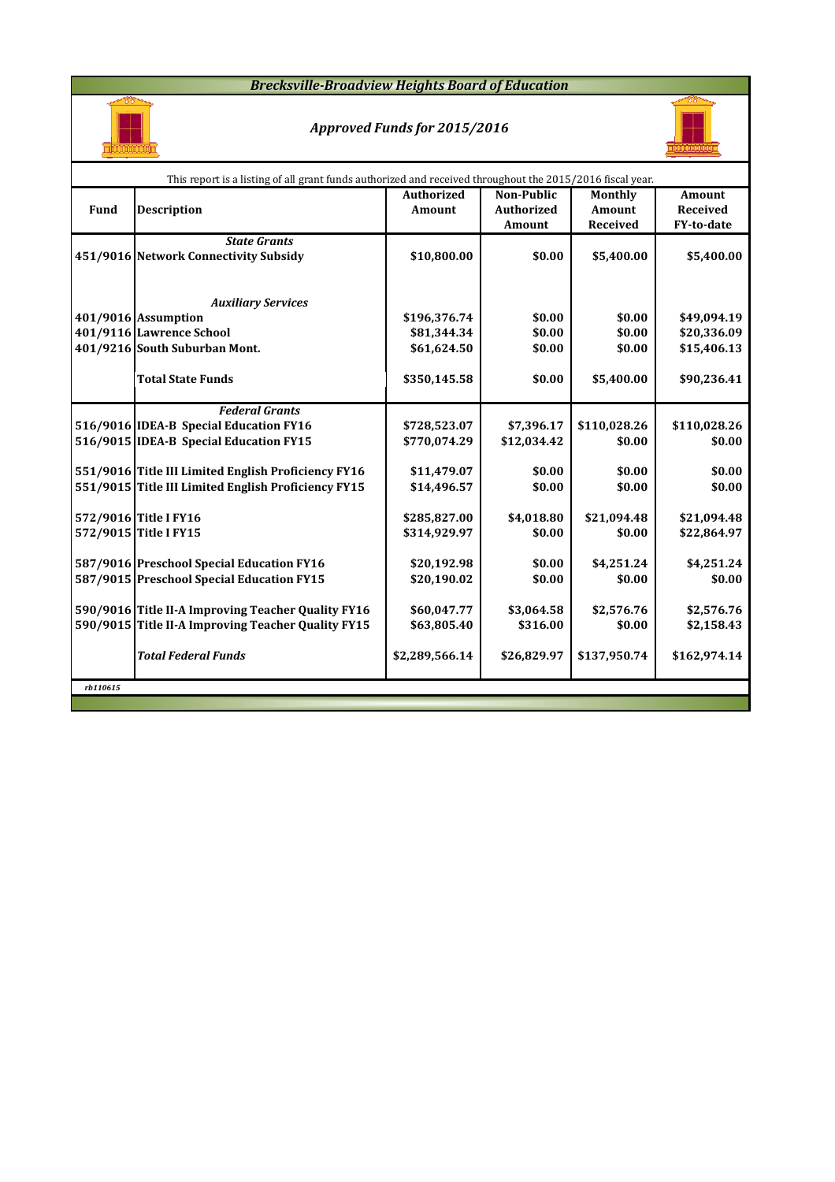# Brecksville-Broadview Heights Board of Education

## Approved Funds for 2015/2016

This report is a listing of all grant funds authorized and received throughout the 2015/2016 fiscal year.

| Fund | Description | Authorized Amount | Non-Public Authorized Amount | Monthly Amount Received | Amount Received FY-to-date |
|---|---|---|---|---|---|
| | ***State Grants*** | | | | |
| 451/9016 | **Network Connectivity Subsidy** | $10,800.00 | $0.00 | $5,400.00 | $5,400.00 |
| | ***Auxiliary Services*** | | | | |
| 401/9016 | **Assumption** | $196,376.74 | $0.00 | $0.00 | $49,094.19 |
| 401/9116 | **Lawrence School** | $81,344.34 | $0.00 | $0.00 | $20,336.09 |
| 401/9216 | **South Suburban Mont.** | $61,624.50 | $0.00 | $0.00 | $15,406.13 |
| | **Total State Funds** | $350,145.58 | $0.00 | $5,400.00 | $90,236.41 |
| | ***Federal Grants*** | | | | |
| 516/9016 | **IDEA-B Special Education FY16** | $728,523.07 | $7,396.17 | $110,028.26 | $110,028.26 |
| 516/9015 | **IDEA-B Special Education FY15** | $770,074.29 | $12,034.42 | $0.00 | $0.00 |
| 551/9016 | **Title III Limited English Proficiency FY16** | $11,479.07 | $0.00 | $0.00 | $0.00 |
| 551/9015 | **Title III Limited English Proficiency FY15** | $14,496.57 | $0.00 | $0.00 | $0.00 |
| 572/9016 | **Title I FY16** | $285,827.00 | $4,018.80 | $21,094.48 | $21,094.48 |
| 572/9015 | **Title I FY15** | $314,929.97 | $0.00 | $0.00 | $22,864.97 |
| 587/9016 | **Preschool Special Education FY16** | $20,192.98 | $0.00 | $4,251.24 | $4,251.24 |
| 587/9015 | **Preschool Special Education FY15** | $20,190.02 | $0.00 | $0.00 | $0.00 |
| 590/9016 | **Title II-A Improving Teacher Quality FY16** | $60,047.77 | $3,064.58 | $2,576.76 | $2,576.76 |
| 590/9015 | **Title II-A Improving Teacher Quality FY15** | $63,805.40 | $316.00 | $0.00 | $2,158.43 |
| | ***Total Federal Funds*** | $2,289,566.14 | $26,829.97 | $137,950.74 | $162,974.14 |

*rb110615*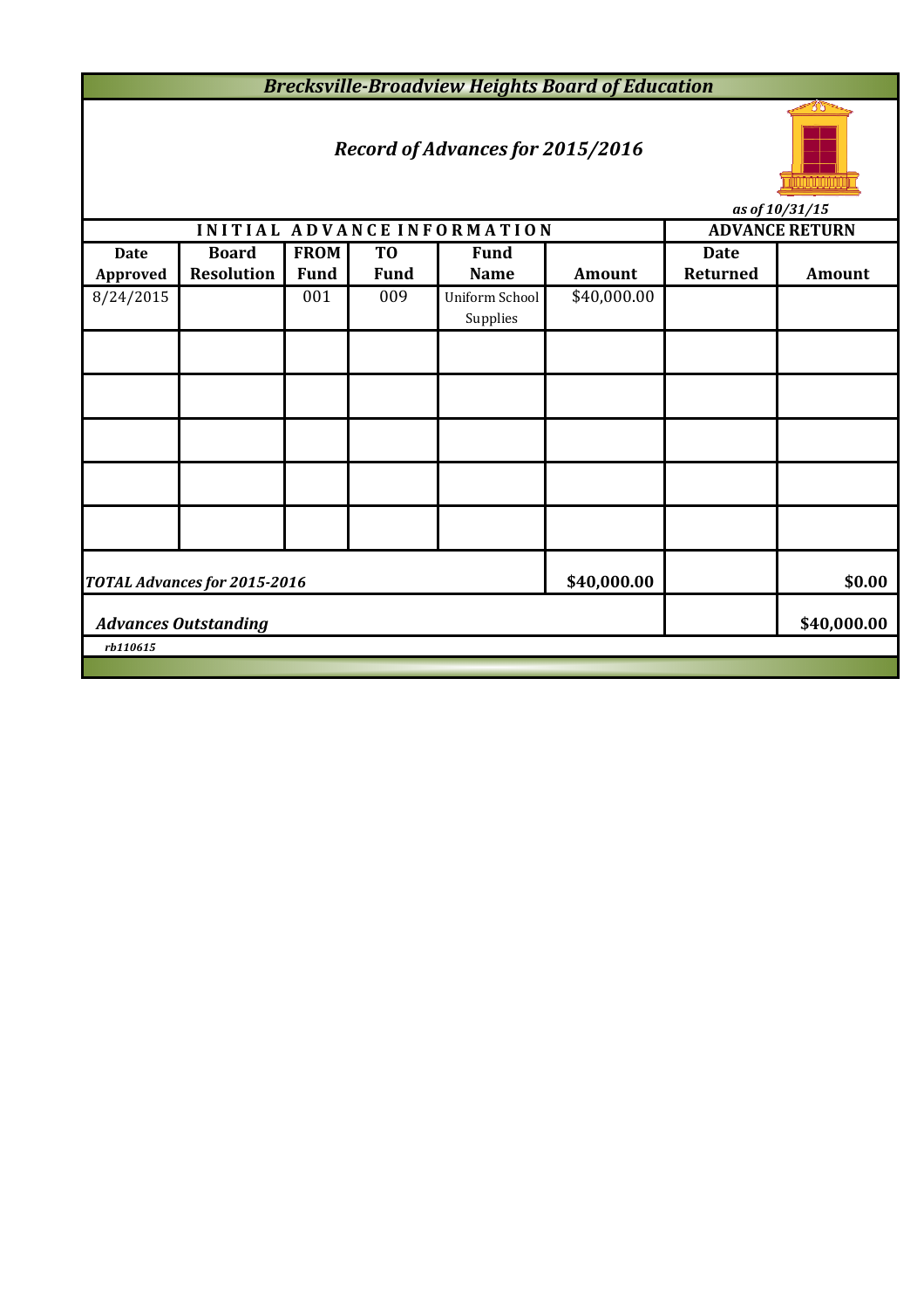# Brecksville-Broadview Heights Board of Education

## Record of Advances for 2015/2016

*as of 10/31/15*

| INITIAL ADVANCE INFORMATION | | | | | | ADVANCE RETURN | |
|---|---|---|---|---|---|---|---|
| Date Approved | Board Resolution | FROM Fund | TO Fund | Fund Name | Amount | Date Returned | Amount |
| 8/24/2015 | | 001 | 009 | Uniform School Supplies | $40,000.00 | | |
| | | | | | | | |
| | | | | | | | |
| | | | | | | | |
| | | | | | | | |
| | | | | | | | |
| ***TOTAL Advances for 2015-2016*** | | | | | **$40,000.00** | | **$0.00** |
| ***Advances Outstanding*** | | | | | | | **$40,000.00** |

*rb110615*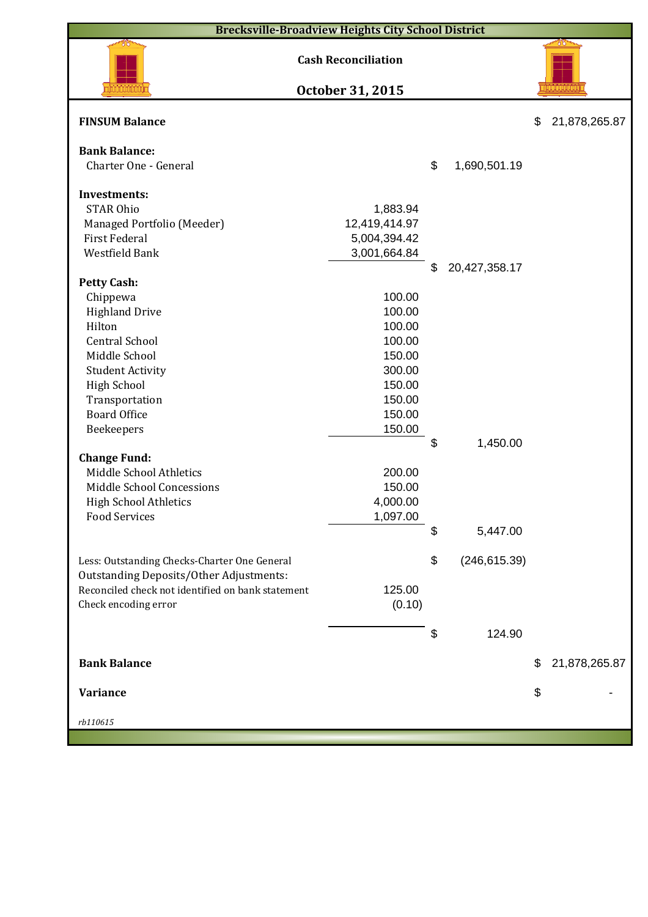# Brecksville-Broadview Heights City School District

## Cash Reconciliation

## October 31, 2015

| | | | |
|---|---|---|---|
| **FINSUM Balance** | | | $ 21,878,265.87 |
| **Bank Balance:** | | | |
| Charter One - General | | $ 1,690,501.19 | |
| **Investments:** | | | |
| STAR Ohio | 1,883.94 | | |
| Managed Portfolio (Meeder) | 12,419,414.97 | | |
| First Federal | 5,004,394.42 | | |
| Westfield Bank | 3,001,664.84 | | |
| | | $ 20,427,358.17 | |
| **Petty Cash:** | | | |
| Chippewa | 100.00 | | |
| Highland Drive | 100.00 | | |
| Hilton | 100.00 | | |
| Central School | 100.00 | | |
| Middle School | 150.00 | | |
| Student Activity | 300.00 | | |
| High School | 150.00 | | |
| Transportation | 150.00 | | |
| Board Office | 150.00 | | |
| Beekeepers | 150.00 | | |
| | | $ 1,450.00 | |
| **Change Fund:** | | | |
| Middle School Athletics | 200.00 | | |
| Middle School Concessions | 150.00 | | |
| High School Athletics | 4,000.00 | | |
| Food Services | 1,097.00 | | |
| | | $ 5,447.00 | |
| Less: Outstanding Checks-Charter One General | | $ (246,615.39) | |
| Outstanding Deposits/Other Adjustments: | | | |
| Reconciled check not identified on bank statement | 125.00 | | |
| Check encoding error | (0.10) | | |
| | | $ 124.90 | |
| **Bank Balance** | | | $ 21,878,265.87 |
| **Variance** | | | $ - |

*rb110615*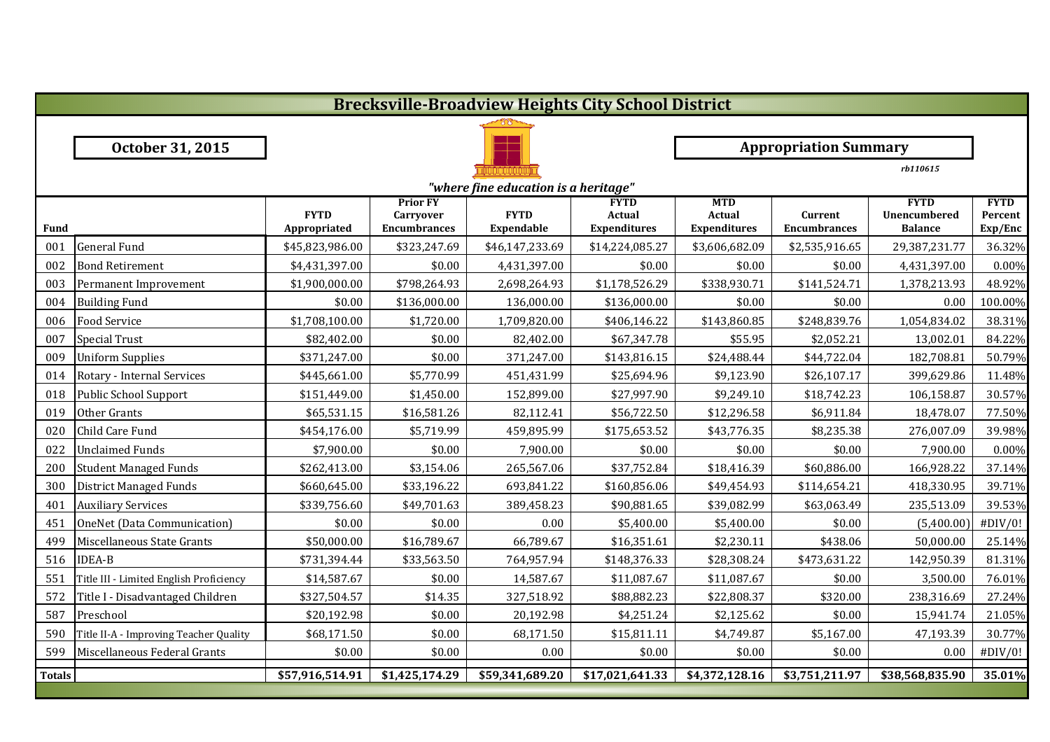# Brecksville-Broadview Heights City School District

**October 31, 2015**

**Appropriation Summary**

*rb110615*

*"where fine education is a heritage"*

| Fund | | FYTD Appropriated | Prior FY Carryover Encumbrances | FYTD Expendable | FYTD Actual Expenditures | MTD Actual Expenditures | Current Encumbrances | FYTD Unencumbered Balance | FYTD Percent Exp/Enc |
|---|---|---|---|---|---|---|---|---|---|
| 001 | General Fund | $45,823,986.00 | $323,247.69 | $46,147,233.69 | $14,224,085.27 | $3,606,682.09 | $2,535,916.65 | 29,387,231.77 | 36.32% |
| 002 | Bond Retirement | $4,431,397.00 | $0.00 | 4,431,397.00 | $0.00 | $0.00 | $0.00 | 4,431,397.00 | 0.00% |
| 003 | Permanent Improvement | $1,900,000.00 | $798,264.93 | 2,698,264.93 | $1,178,526.29 | $338,930.71 | $141,524.71 | 1,378,213.93 | 48.92% |
| 004 | Building Fund | $0.00 | $136,000.00 | 136,000.00 | $136,000.00 | $0.00 | $0.00 | 0.00 | 100.00% |
| 006 | Food Service | $1,708,100.00 | $1,720.00 | 1,709,820.00 | $406,146.22 | $143,860.85 | $248,839.76 | 1,054,834.02 | 38.31% |
| 007 | Special Trust | $82,402.00 | $0.00 | 82,402.00 | $67,347.78 | $55.95 | $2,052.21 | 13,002.01 | 84.22% |
| 009 | Uniform Supplies | $371,247.00 | $0.00 | 371,247.00 | $143,816.15 | $24,488.44 | $44,722.04 | 182,708.81 | 50.79% |
| 014 | Rotary - Internal Services | $445,661.00 | $5,770.99 | 451,431.99 | $25,694.96 | $9,123.90 | $26,107.17 | 399,629.86 | 11.48% |
| 018 | Public School Support | $151,449.00 | $1,450.00 | 152,899.00 | $27,997.90 | $9,249.10 | $18,742.23 | 106,158.87 | 30.57% |
| 019 | Other Grants | $65,531.15 | $16,581.26 | 82,112.41 | $56,722.50 | $12,296.58 | $6,911.84 | 18,478.07 | 77.50% |
| 020 | Child Care Fund | $454,176.00 | $5,719.99 | 459,895.99 | $175,653.52 | $43,776.35 | $8,235.38 | 276,007.09 | 39.98% |
| 022 | Unclaimed Funds | $7,900.00 | $0.00 | 7,900.00 | $0.00 | $0.00 | $0.00 | 7,900.00 | 0.00% |
| 200 | Student Managed Funds | $262,413.00 | $3,154.06 | 265,567.06 | $37,752.84 | $18,416.39 | $60,886.00 | 166,928.22 | 37.14% |
| 300 | District Managed Funds | $660,645.00 | $33,196.22 | 693,841.22 | $160,856.06 | $49,454.93 | $114,654.21 | 418,330.95 | 39.71% |
| 401 | Auxiliary Services | $339,756.60 | $49,701.63 | 389,458.23 | $90,881.65 | $39,082.99 | $63,063.49 | 235,513.09 | 39.53% |
| 451 | OneNet (Data Communication) | $0.00 | $0.00 | 0.00 | $5,400.00 | $5,400.00 | $0.00 | (5,400.00) | #DIV/0! |
| 499 | Miscellaneous State Grants | $50,000.00 | $16,789.67 | 66,789.67 | $16,351.61 | $2,230.11 | $438.06 | 50,000.00 | 25.14% |
| 516 | IDEA-B | $731,394.44 | $33,563.50 | 764,957.94 | $148,376.33 | $28,308.24 | $473,631.22 | 142,950.39 | 81.31% |
| 551 | Title III - Limited English Proficiency | $14,587.67 | $0.00 | 14,587.67 | $11,087.67 | $11,087.67 | $0.00 | 3,500.00 | 76.01% |
| 572 | Title I - Disadvantaged Children | $327,504.57 | $14.35 | 327,518.92 | $88,882.23 | $22,808.37 | $320.00 | 238,316.69 | 27.24% |
| 587 | Preschool | $20,192.98 | $0.00 | 20,192.98 | $4,251.24 | $2,125.62 | $0.00 | 15,941.74 | 21.05% |
| 590 | Title II-A - Improving Teacher Quality | $68,171.50 | $0.00 | 68,171.50 | $15,811.11 | $4,749.87 | $5,167.00 | 47,193.39 | 30.77% |
| 599 | Miscellaneous Federal Grants | $0.00 | $0.00 | 0.00 | $0.00 | $0.00 | $0.00 | 0.00 | #DIV/0! |
| **Totals** | | **$57,916,514.91** | **$1,425,174.29** | **$59,341,689.20** | **$17,021,641.33** | **$4,372,128.16** | **$3,751,211.97** | **$38,568,835.90** | **35.01%** |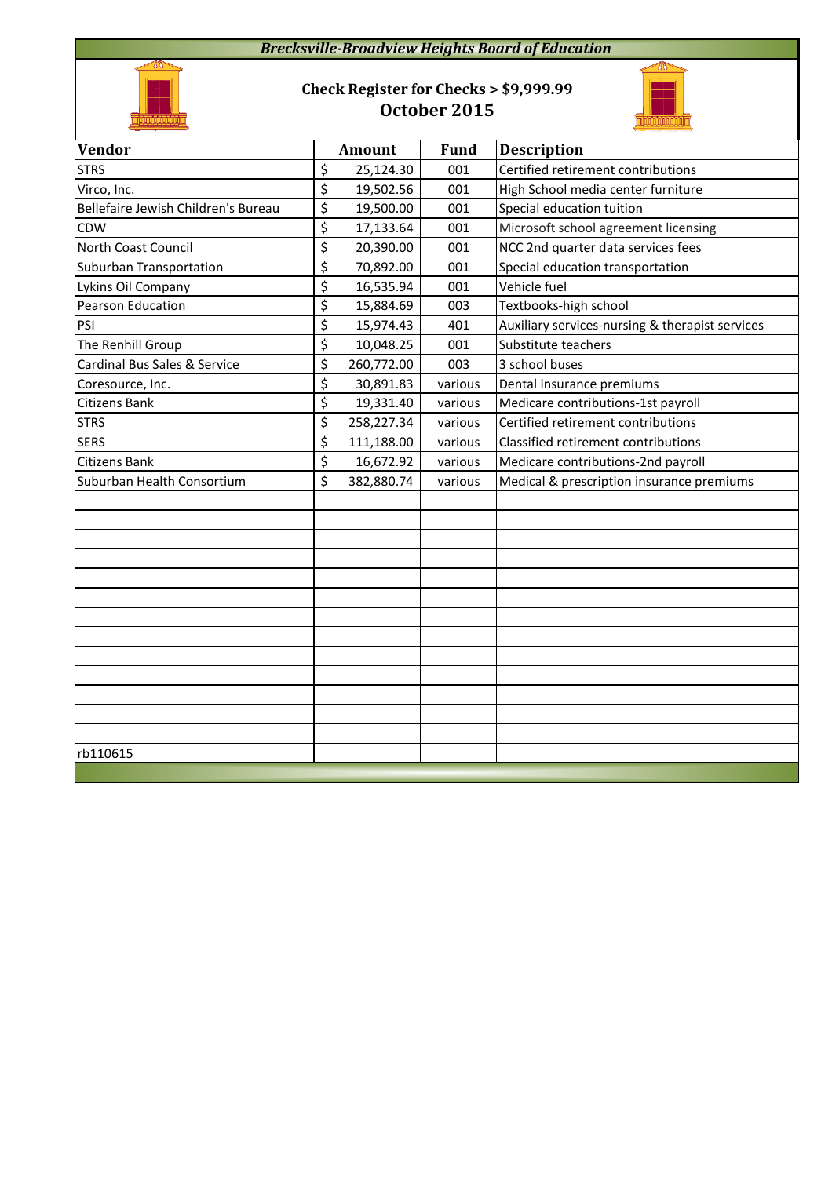***Brecksville-Broadview Heights Board of Education***

**Check Register for Checks > $9,999.99**
**October 2015**

| Vendor | Amount | Fund | Description |
|---|---|---|---|
| STRS | $ 25,124.30 | 001 | Certified retirement contributions |
| Virco, Inc. | $ 19,502.56 | 001 | High School media center furniture |
| Bellefaire Jewish Children's Bureau | $ 19,500.00 | 001 | Special education tuition |
| CDW | $ 17,133.64 | 001 | Microsoft school agreement licensing |
| North Coast Council | $ 20,390.00 | 001 | NCC 2nd quarter data services fees |
| Suburban Transportation | $ 70,892.00 | 001 | Special education transportation |
| Lykins Oil Company | $ 16,535.94 | 001 | Vehicle fuel |
| Pearson Education | $ 15,884.69 | 003 | Textbooks-high school |
| PSI | $ 15,974.43 | 401 | Auxiliary services-nursing & therapist services |
| The Renhill Group | $ 10,048.25 | 001 | Substitute teachers |
| Cardinal Bus Sales & Service | $ 260,772.00 | 003 | 3 school buses |
| Coresource, Inc. | $ 30,891.83 | various | Dental insurance premiums |
| Citizens Bank | $ 19,331.40 | various | Medicare contributions-1st payroll |
| STRS | $ 258,227.34 | various | Certified retirement contributions |
| SERS | $ 111,188.00 | various | Classified retirement contributions |
| Citizens Bank | $ 16,672.92 | various | Medicare contributions-2nd payroll |
| Suburban Health Consortium | $ 382,880.74 | various | Medical & prescription insurance premiums |
| rb110615 | | | |